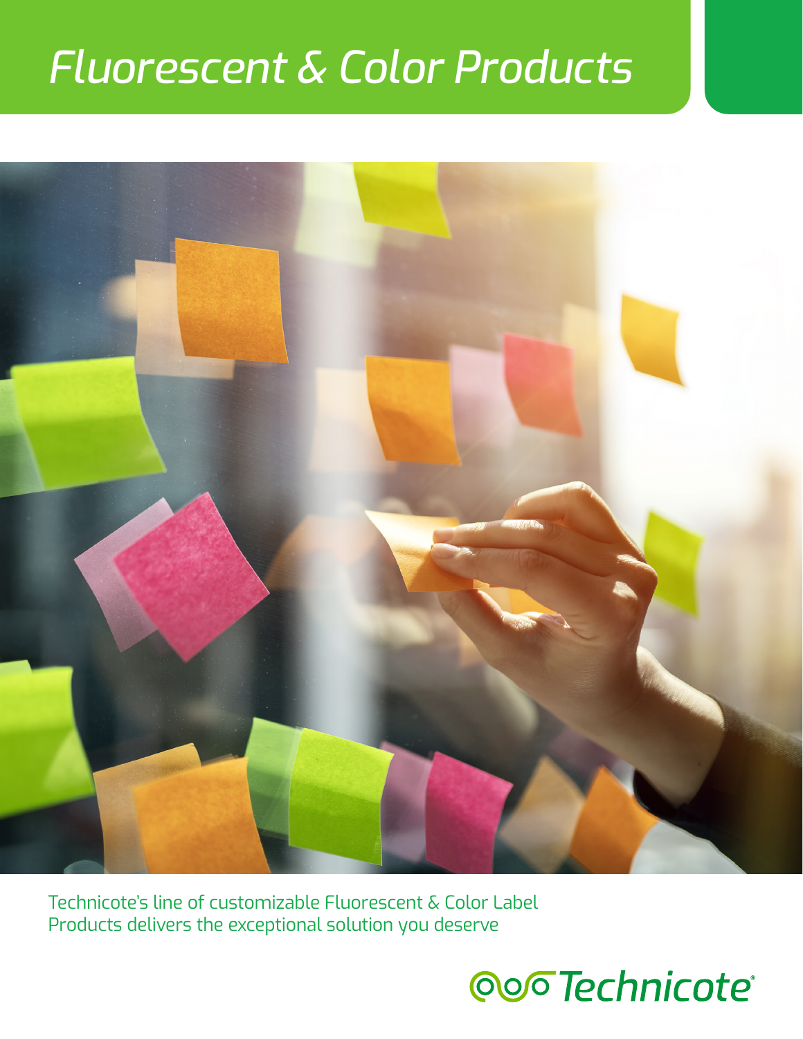# *Fluorescent & Color Products*

Technicote's line of customizable Fluorescent & Color Label Products delivers the exceptional solution you deserve

Technicote®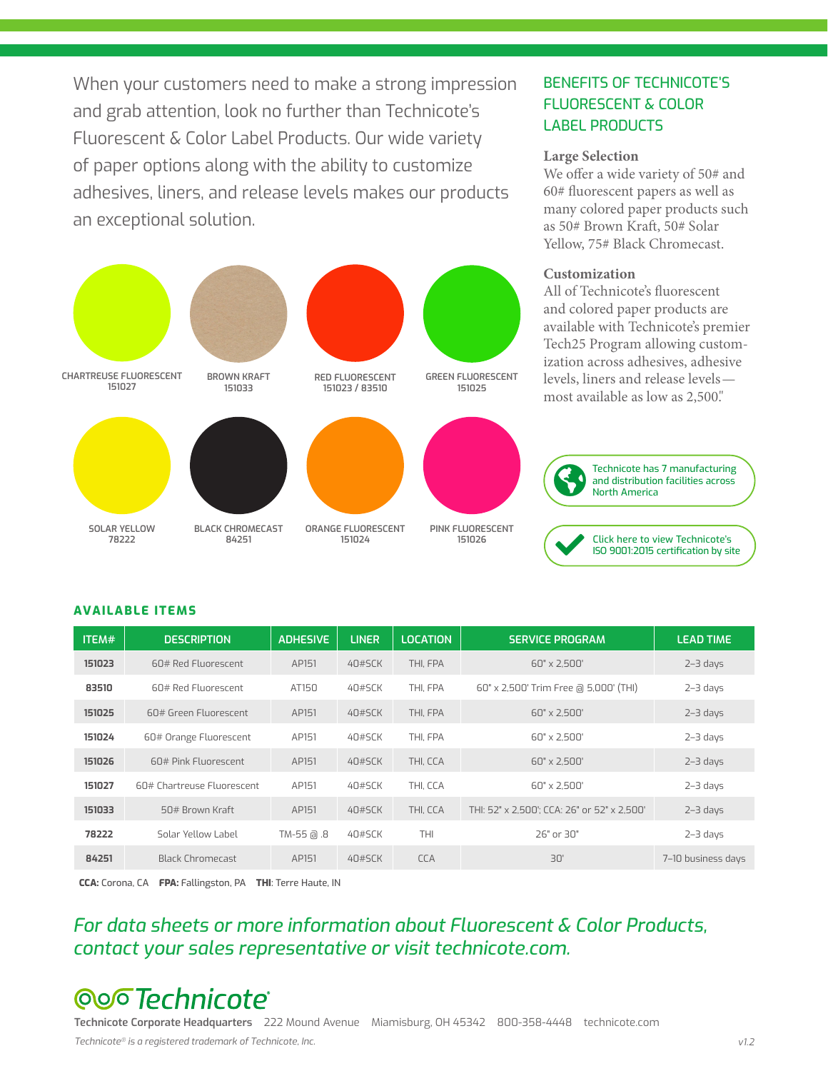When your customers need to make a strong impression and grab attention, look no further than Technicote's Fluorescent & Color Label Products. Our wide variety of paper options along with the ability to customize adhesives, liners, and release levels makes our products an exceptional solution.

CHARTREUSE FLUORESCENT
151027

BROWN KRAFT
151033

RED FLUORESCENT
151023 / 83510

GREEN FLUORESCENT
151025

SOLAR YELLOW
78222

BLACK CHROMECAST
84251

ORANGE FLUORESCENT
151024

PINK FLUORESCENT
151026

## BENEFITS OF TECHNICOTE'S FLUORESCENT & COLOR LABEL PRODUCTS

**Large Selection**
We offer a wide variety of 50# and 60# fluorescent papers as well as many colored paper products such as 50# Brown Kraft, 50# Solar Yellow, 75# Black Chromecast.

**Customization**
All of Technicote's fluorescent and colored paper products are available with Technicote's premier Tech25 Program allowing customization across adhesives, adhesive levels, liners and release levels — most available as low as 2,500'.

Technicote has 7 manufacturing and distribution facilities across North America

Click here to view Technicote's ISO 9001:2015 certification by site

### AVAILABLE ITEMS

| ITEM# | DESCRIPTION | ADHESIVE | LINER | LOCATION | SERVICE PROGRAM | LEAD TIME |
|---|---|---|---|---|---|---|
| **151023** | 60# Red Fluorescent | AP151 | 40#SCK | THI, FPA | 60" x 2,500' | 2–3 days |
| **83510** | 60# Red Fluorescent | AT150 | 40#SCK | THI, FPA | 60" x 2,500' Trim Free @ 5,000' (THI) | 2–3 days |
| **151025** | 60# Green Fluorescent | AP151 | 40#SCK | THI, FPA | 60" x 2,500' | 2–3 days |
| **151024** | 60# Orange Fluorescent | AP151 | 40#SCK | THI, FPA | 60" x 2,500' | 2–3 days |
| **151026** | 60# Pink Fluorescent | AP151 | 40#SCK | THI, CCA | 60" x 2,500' | 2–3 days |
| **151027** | 60# Chartreuse Fluorescent | AP151 | 40#SCK | THI, CCA | 60" x 2,500' | 2–3 days |
| **151033** | 50# Brown Kraft | AP151 | 40#SCK | THI, CCA | THI: 52" x 2,500'; CCA: 26" or 52" x 2,500' | 2–3 days |
| **78222** | Solar Yellow Label | TM-55 @ .8 | 40#SCK | THI | 26" or 30" | 2–3 days |
| **84251** | Black Chromecast | AP151 | 40#SCK | CCA | 30' | 7–10 business days |

**CCA:** Corona, CA **FPA:** Fallingston, PA **THI**: Terre Haute, IN

*For data sheets or more information about Fluorescent & Color Products, contact your sales representative or visit technicote.com.*

Technicote

**Technicote Corporate Headquarters** 222 Mound Avenue Miamisburg, OH 45342 800-358-4448 technicote.com

*Technicote® is a registered trademark of Technicote, Inc.*

*v1.2*